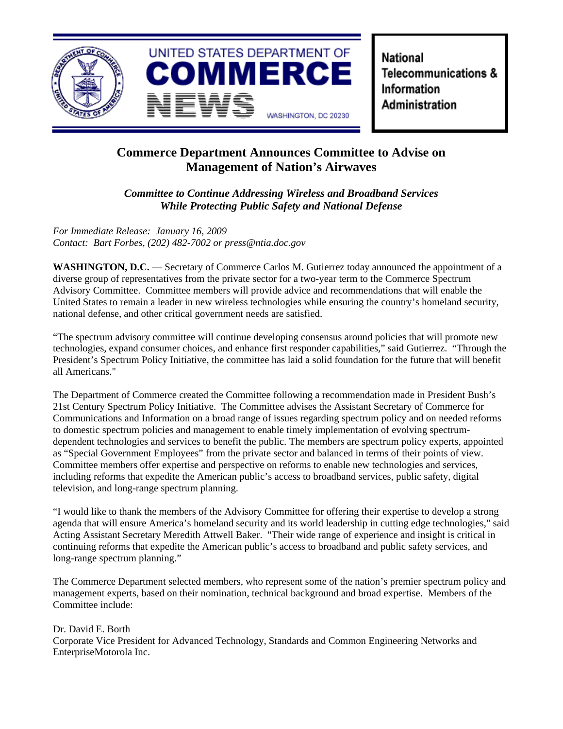UNITED STATES DEPARTMENT OF COMMERCE NEWS

WASHINGTON, DC 20230

National Telecommunications & Information Administration

# Commerce Department Announces Committee to Advise on Management of Nation's Airwaves

***Committee to Continue Addressing Wireless and Broadband Services While Protecting Public Safety and National Defense***

*For Immediate Release: January 16, 2009*
*Contact: Bart Forbes, (202) 482-7002 or press@ntia.doc.gov*

**WASHINGTON, D.C.** — Secretary of Commerce Carlos M. Gutierrez today announced the appointment of a diverse group of representatives from the private sector for a two-year term to the Commerce Spectrum Advisory Committee. Committee members will provide advice and recommendations that will enable the United States to remain a leader in new wireless technologies while ensuring the country's homeland security, national defense, and other critical government needs are satisfied.

"The spectrum advisory committee will continue developing consensus around policies that will promote new technologies, expand consumer choices, and enhance first responder capabilities," said Gutierrez. "Through the President's Spectrum Policy Initiative, the committee has laid a solid foundation for the future that will benefit all Americans."

The Department of Commerce created the Committee following a recommendation made in President Bush's 21st Century Spectrum Policy Initiative. The Committee advises the Assistant Secretary of Commerce for Communications and Information on a broad range of issues regarding spectrum policy and on needed reforms to domestic spectrum policies and management to enable timely implementation of evolving spectrum-dependent technologies and services to benefit the public. The members are spectrum policy experts, appointed as "Special Government Employees" from the private sector and balanced in terms of their points of view. Committee members offer expertise and perspective on reforms to enable new technologies and services, including reforms that expedite the American public's access to broadband services, public safety, digital television, and long-range spectrum planning.

"I would like to thank the members of the Advisory Committee for offering their expertise to develop a strong agenda that will ensure America's homeland security and its world leadership in cutting edge technologies," said Acting Assistant Secretary Meredith Attwell Baker. "Their wide range of experience and insight is critical in continuing reforms that expedite the American public's access to broadband and public safety services, and long-range spectrum planning."

The Commerce Department selected members, who represent some of the nation's premier spectrum policy and management experts, based on their nomination, technical background and broad expertise. Members of the Committee include:

Dr. David E. Borth
Corporate Vice President for Advanced Technology, Standards and Common Engineering Networks and EnterpriseMotorola Inc.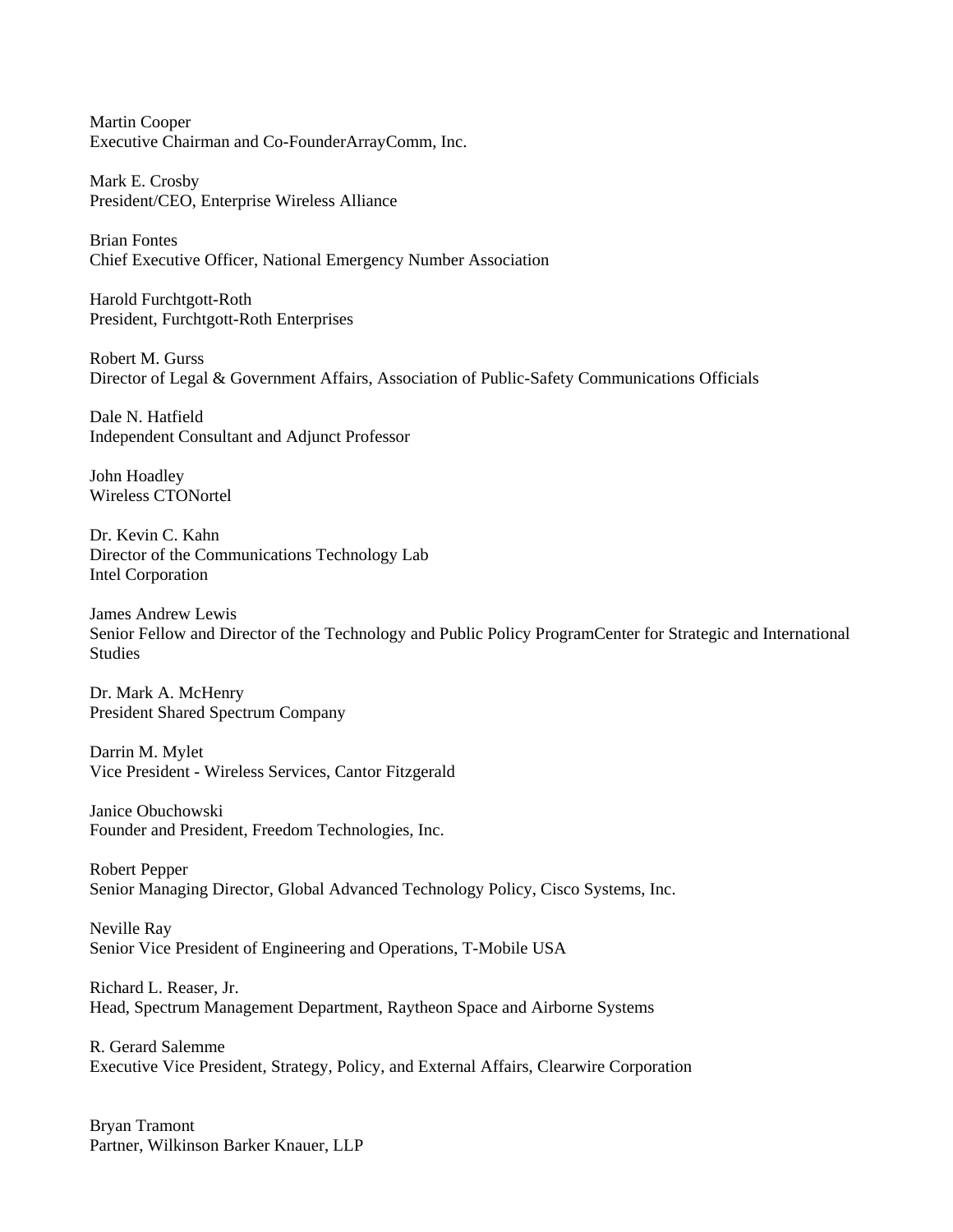Martin Cooper
Executive Chairman and Co-FounderArrayComm, Inc.

Mark E. Crosby
President/CEO, Enterprise Wireless Alliance

Brian Fontes
Chief Executive Officer, National Emergency Number Association

Harold Furchtgott-Roth
President, Furchtgott-Roth Enterprises

Robert M. Gurss
Director of Legal & Government Affairs, Association of Public-Safety Communications Officials

Dale N. Hatfield
Independent Consultant and Adjunct Professor

John Hoadley
Wireless CTONortel

Dr. Kevin C. Kahn
Director of the Communications Technology Lab
Intel Corporation

James Andrew Lewis
Senior Fellow and Director of the Technology and Public Policy ProgramCenter for Strategic and International Studies

Dr. Mark A. McHenry
President Shared Spectrum Company

Darrin M. Mylet
Vice President - Wireless Services, Cantor Fitzgerald

Janice Obuchowski
Founder and President, Freedom Technologies, Inc.

Robert Pepper
Senior Managing Director, Global Advanced Technology Policy, Cisco Systems, Inc.

Neville Ray
Senior Vice President of Engineering and Operations, T-Mobile USA

Richard L. Reaser, Jr.
Head, Spectrum Management Department, Raytheon Space and Airborne Systems

R. Gerard Salemme
Executive Vice President, Strategy, Policy, and External Affairs, Clearwire Corporation

Bryan Tramont
Partner, Wilkinson Barker Knauer, LLP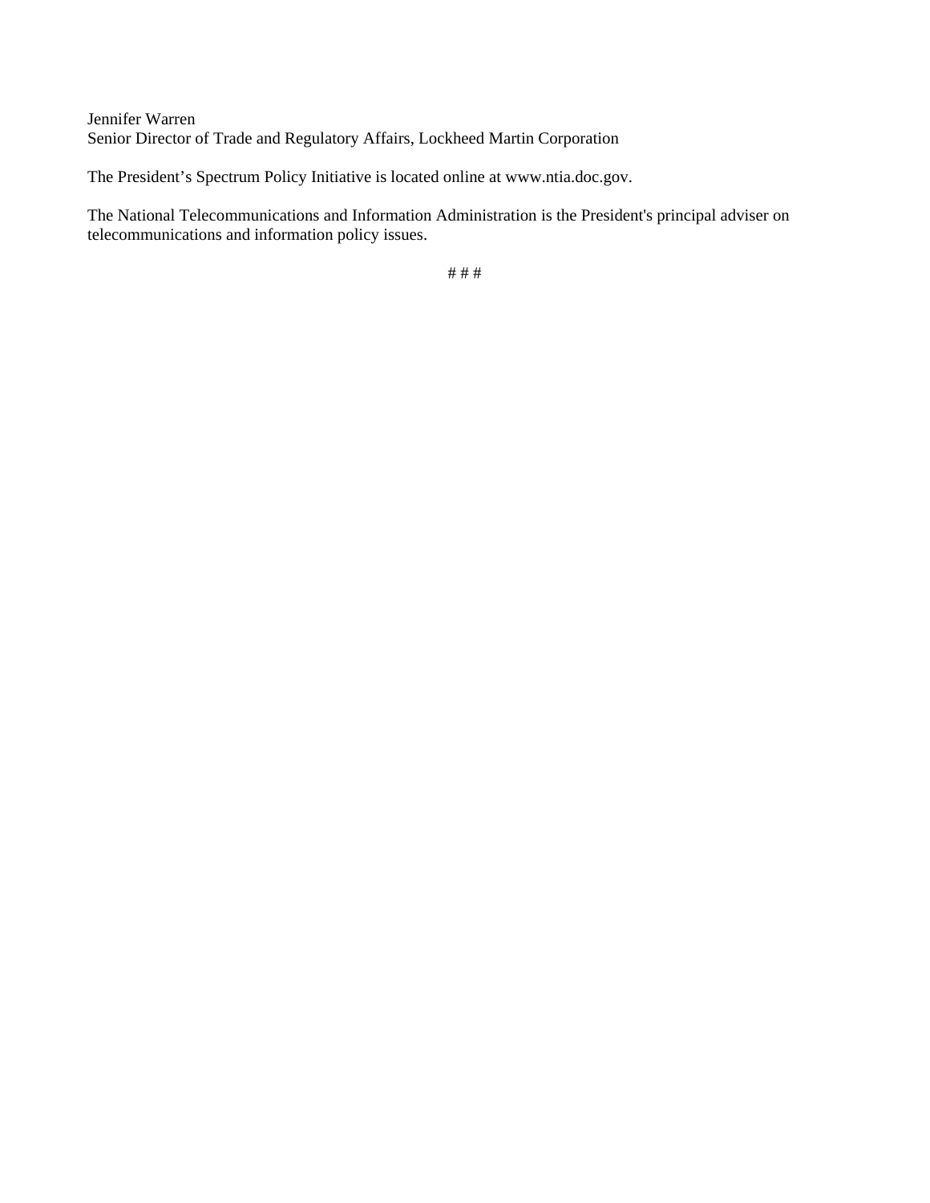Jennifer Warren
Senior Director of Trade and Regulatory Affairs, Lockheed Martin Corporation

The President's Spectrum Policy Initiative is located online at www.ntia.doc.gov.

The National Telecommunications and Information Administration is the President's principal adviser on telecommunications and information policy issues.

# # #